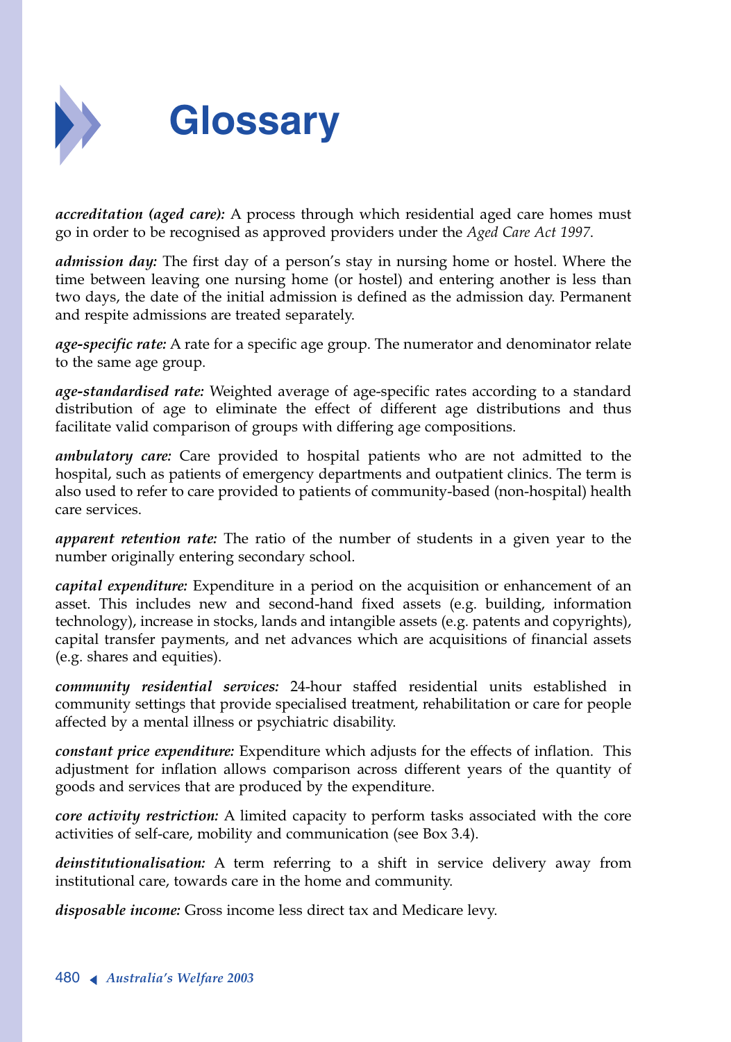# Glossary

***accreditation (aged care):*** A process through which residential aged care homes must go in order to be recognised as approved providers under the *Aged Care Act 1997.*

***admission day:*** The first day of a person's stay in nursing home or hostel. Where the time between leaving one nursing home (or hostel) and entering another is less than two days, the date of the initial admission is defined as the admission day. Permanent and respite admissions are treated separately.

***age-specific rate:*** A rate for a specific age group. The numerator and denominator relate to the same age group.

***age-standardised rate:*** Weighted average of age-specific rates according to a standard distribution of age to eliminate the effect of different age distributions and thus facilitate valid comparison of groups with differing age compositions.

***ambulatory care:*** Care provided to hospital patients who are not admitted to the hospital, such as patients of emergency departments and outpatient clinics. The term is also used to refer to care provided to patients of community-based (non-hospital) health care services.

***apparent retention rate:*** The ratio of the number of students in a given year to the number originally entering secondary school.

***capital expenditure:*** Expenditure in a period on the acquisition or enhancement of an asset. This includes new and second-hand fixed assets (e.g. building, information technology), increase in stocks, lands and intangible assets (e.g. patents and copyrights), capital transfer payments, and net advances which are acquisitions of financial assets (e.g. shares and equities).

***community residential services:*** 24-hour staffed residential units established in community settings that provide specialised treatment, rehabilitation or care for people affected by a mental illness or psychiatric disability.

***constant price expenditure:*** Expenditure which adjusts for the effects of inflation. This adjustment for inflation allows comparison across different years of the quantity of goods and services that are produced by the expenditure.

***core activity restriction:*** A limited capacity to perform tasks associated with the core activities of self-care, mobility and communication (see Box 3.4).

***deinstitutionalisation:*** A term referring to a shift in service delivery away from institutional care, towards care in the home and community.

***disposable income:*** Gross income less direct tax and Medicare levy.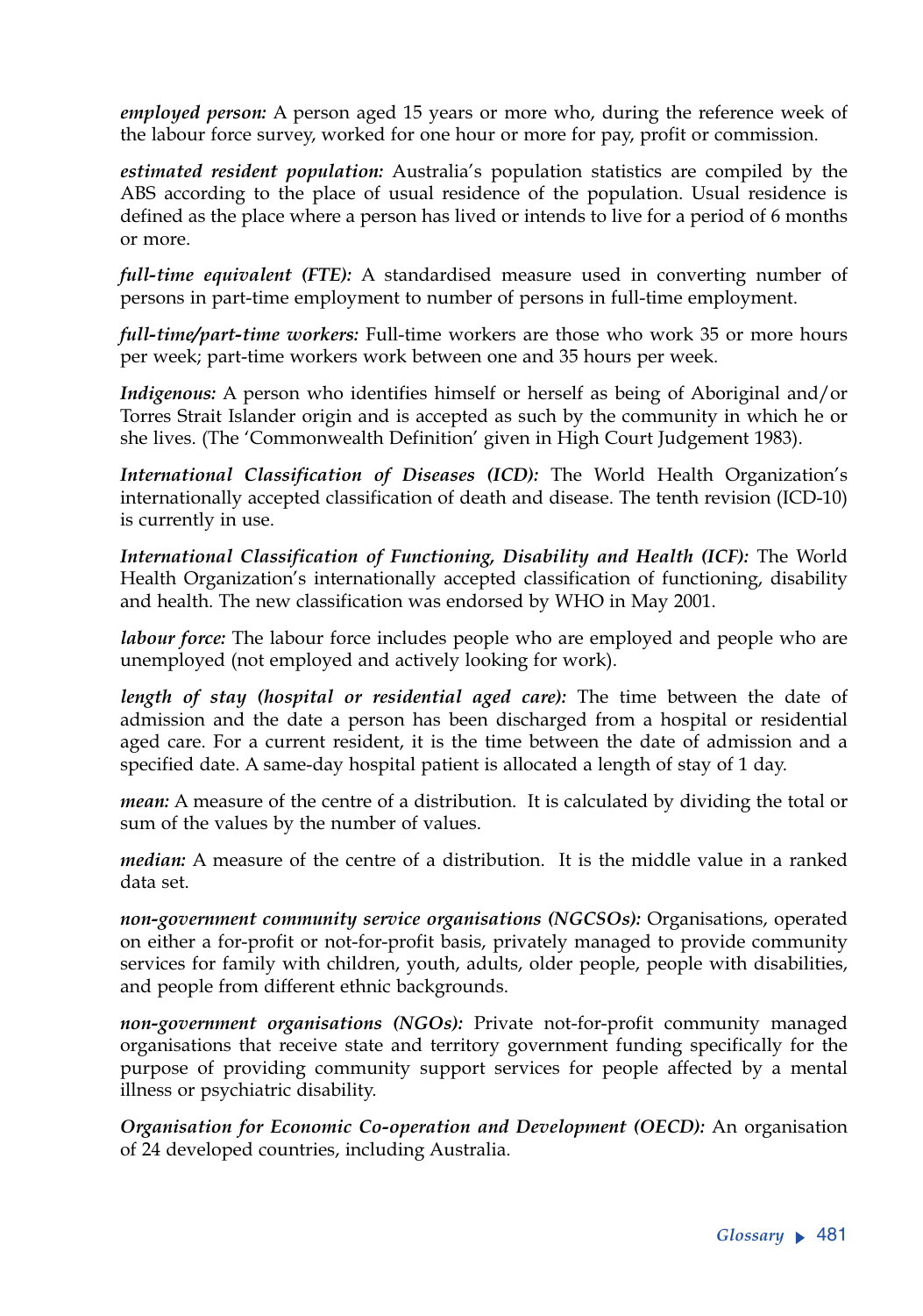***employed person:*** A person aged 15 years or more who, during the reference week of the labour force survey, worked for one hour or more for pay, profit or commission.

***estimated resident population:*** Australia's population statistics are compiled by the ABS according to the place of usual residence of the population. Usual residence is defined as the place where a person has lived or intends to live for a period of 6 months or more.

***full-time equivalent (FTE):*** A standardised measure used in converting number of persons in part-time employment to number of persons in full-time employment.

***full-time/part-time workers:*** Full-time workers are those who work 35 or more hours per week; part-time workers work between one and 35 hours per week.

***Indigenous:*** A person who identifies himself or herself as being of Aboriginal and/or Torres Strait Islander origin and is accepted as such by the community in which he or she lives. (The 'Commonwealth Definition' given in High Court Judgement 1983).

***International Classification of Diseases (ICD):*** The World Health Organization's internationally accepted classification of death and disease. The tenth revision (ICD-10) is currently in use.

***International Classification of Functioning, Disability and Health (ICF):*** The World Health Organization's internationally accepted classification of functioning, disability and health. The new classification was endorsed by WHO in May 2001.

***labour force:*** The labour force includes people who are employed and people who are unemployed (not employed and actively looking for work).

***length of stay (hospital or residential aged care):*** The time between the date of admission and the date a person has been discharged from a hospital or residential aged care. For a current resident, it is the time between the date of admission and a specified date. A same-day hospital patient is allocated a length of stay of 1 day.

***mean:*** A measure of the centre of a distribution. It is calculated by dividing the total or sum of the values by the number of values.

***median:*** A measure of the centre of a distribution. It is the middle value in a ranked data set.

***non-government community service organisations (NGCSOs):*** Organisations, operated on either a for-profit or not-for-profit basis, privately managed to provide community services for family with children, youth, adults, older people, people with disabilities, and people from different ethnic backgrounds.

***non-government organisations (NGOs):*** Private not-for-profit community managed organisations that receive state and territory government funding specifically for the purpose of providing community support services for people affected by a mental illness or psychiatric disability.

***Organisation for Economic Co-operation and Development (OECD):*** An organisation of 24 developed countries, including Australia.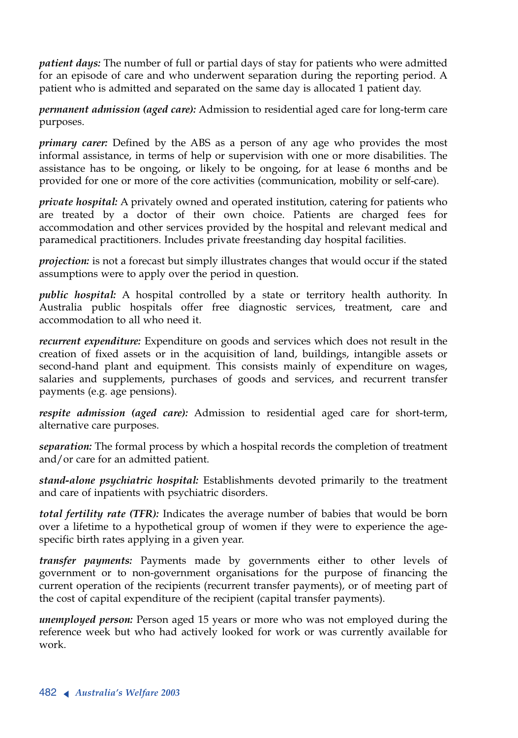***patient days:*** The number of full or partial days of stay for patients who were admitted for an episode of care and who underwent separation during the reporting period. A patient who is admitted and separated on the same day is allocated 1 patient day.

***permanent admission (aged care):*** Admission to residential aged care for long-term care purposes.

***primary carer:*** Defined by the ABS as a person of any age who provides the most informal assistance, in terms of help or supervision with one or more disabilities. The assistance has to be ongoing, or likely to be ongoing, for at lease 6 months and be provided for one or more of the core activities (communication, mobility or self-care).

***private hospital:*** A privately owned and operated institution, catering for patients who are treated by a doctor of their own choice. Patients are charged fees for accommodation and other services provided by the hospital and relevant medical and paramedical practitioners. Includes private freestanding day hospital facilities.

***projection:*** is not a forecast but simply illustrates changes that would occur if the stated assumptions were to apply over the period in question.

***public hospital:*** A hospital controlled by a state or territory health authority. In Australia public hospitals offer free diagnostic services, treatment, care and accommodation to all who need it.

***recurrent expenditure:*** Expenditure on goods and services which does not result in the creation of fixed assets or in the acquisition of land, buildings, intangible assets or second-hand plant and equipment. This consists mainly of expenditure on wages, salaries and supplements, purchases of goods and services, and recurrent transfer payments (e.g. age pensions).

***respite admission (aged care):*** Admission to residential aged care for short-term, alternative care purposes.

***separation:*** The formal process by which a hospital records the completion of treatment and/or care for an admitted patient.

***stand-alone psychiatric hospital:*** Establishments devoted primarily to the treatment and care of inpatients with psychiatric disorders.

***total fertility rate (TFR):*** Indicates the average number of babies that would be born over a lifetime to a hypothetical group of women if they were to experience the age-specific birth rates applying in a given year.

***transfer payments:*** Payments made by governments either to other levels of government or to non-government organisations for the purpose of financing the current operation of the recipients (recurrent transfer payments), or of meeting part of the cost of capital expenditure of the recipient (capital transfer payments).

***unemployed person:*** Person aged 15 years or more who was not employed during the reference week but who had actively looked for work or was currently available for work.